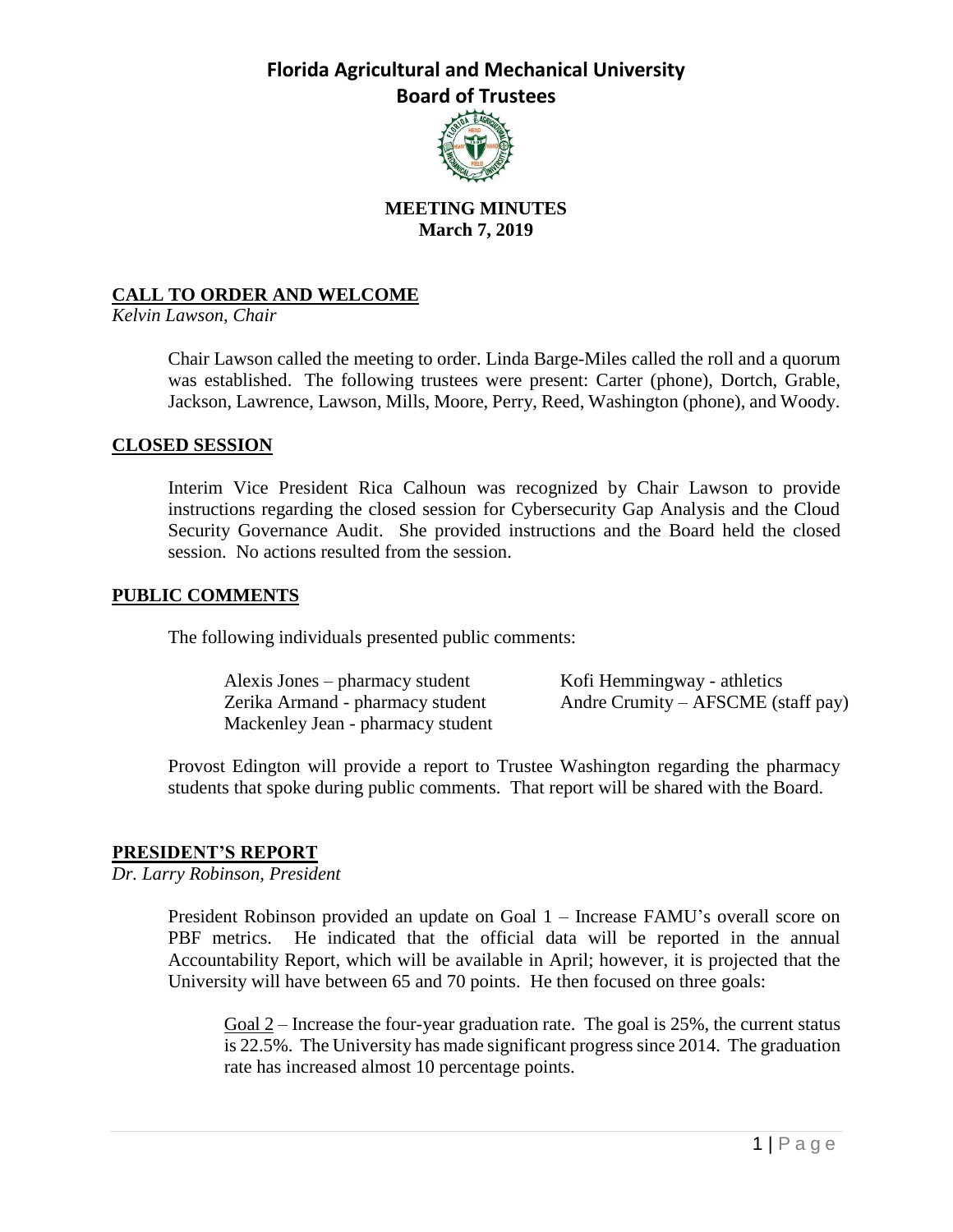# Florida Agricultural and Mechanical University
## Board of Trustees

**MEETING MINUTES**
**March 7, 2019**

### CALL TO ORDER AND WELCOME

*Kelvin Lawson, Chair*

Chair Lawson called the meeting to order. Linda Barge-Miles called the roll and a quorum was established. The following trustees were present: Carter (phone), Dortch, Grable, Jackson, Lawrence, Lawson, Mills, Moore, Perry, Reed, Washington (phone), and Woody.

### CLOSED SESSION

Interim Vice President Rica Calhoun was recognized by Chair Lawson to provide instructions regarding the closed session for Cybersecurity Gap Analysis and the Cloud Security Governance Audit. She provided instructions and the Board held the closed session. No actions resulted from the session.

### PUBLIC COMMENTS

The following individuals presented public comments:

- Alexis Jones – pharmacy student
- Zerika Armand - pharmacy student
- Mackenley Jean - pharmacy student
- Kofi Hemmingway - athletics
- Andre Crumity – AFSCME (staff pay)

Provost Edington will provide a report to Trustee Washington regarding the pharmacy students that spoke during public comments. That report will be shared with the Board.

### PRESIDENT'S REPORT

*Dr. Larry Robinson, President*

President Robinson provided an update on Goal 1 – Increase FAMU's overall score on PBF metrics. He indicated that the official data will be reported in the annual Accountability Report, which will be available in April; however, it is projected that the University will have between 65 and 70 points. He then focused on three goals:

Goal 2 – Increase the four-year graduation rate. The goal is 25%, the current status is 22.5%. The University has made significant progress since 2014. The graduation rate has increased almost 10 percentage points.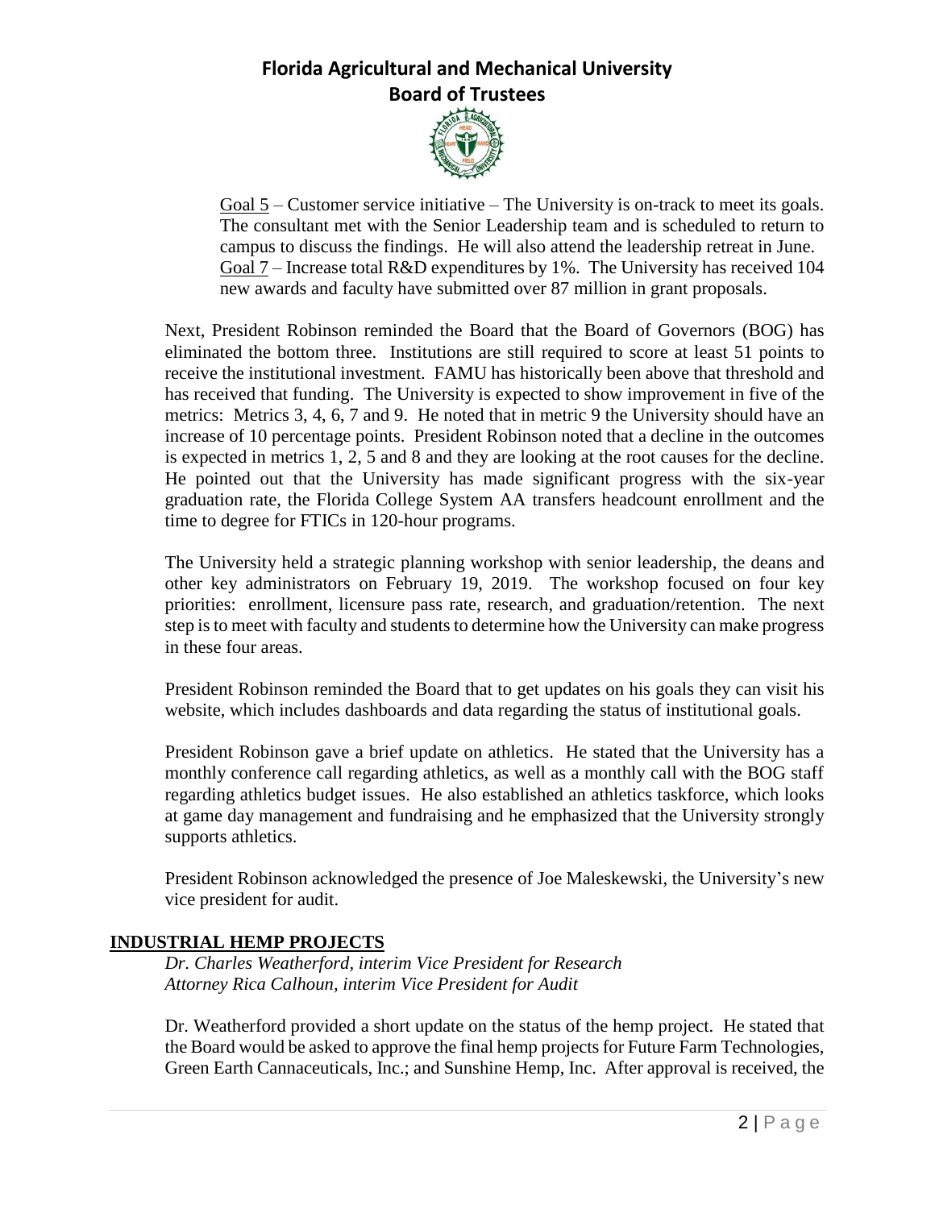Goal 5 – Customer service initiative – The University is on-track to meet its goals. The consultant met with the Senior Leadership team and is scheduled to return to campus to discuss the findings. He will also attend the leadership retreat in June.
Goal 7 – Increase total R&D expenditures by 1%. The University has received 104 new awards and faculty have submitted over 87 million in grant proposals.

Next, President Robinson reminded the Board that the Board of Governors (BOG) has eliminated the bottom three. Institutions are still required to score at least 51 points to receive the institutional investment. FAMU has historically been above that threshold and has received that funding. The University is expected to show improvement in five of the metrics: Metrics 3, 4, 6, 7 and 9. He noted that in metric 9 the University should have an increase of 10 percentage points. President Robinson noted that a decline in the outcomes is expected in metrics 1, 2, 5 and 8 and they are looking at the root causes for the decline. He pointed out that the University has made significant progress with the six-year graduation rate, the Florida College System AA transfers headcount enrollment and the time to degree for FTICs in 120-hour programs.

The University held a strategic planning workshop with senior leadership, the deans and other key administrators on February 19, 2019. The workshop focused on four key priorities: enrollment, licensure pass rate, research, and graduation/retention. The next step is to meet with faculty and students to determine how the University can make progress in these four areas.

President Robinson reminded the Board that to get updates on his goals they can visit his website, which includes dashboards and data regarding the status of institutional goals.

President Robinson gave a brief update on athletics. He stated that the University has a monthly conference call regarding athletics, as well as a monthly call with the BOG staff regarding athletics budget issues. He also established an athletics taskforce, which looks at game day management and fundraising and he emphasized that the University strongly supports athletics.

President Robinson acknowledged the presence of Joe Maleskewski, the University's new vice president for audit.

## INDUSTRIAL HEMP PROJECTS

*Dr. Charles Weatherford, interim Vice President for Research*
*Attorney Rica Calhoun, interim Vice President for Audit*

Dr. Weatherford provided a short update on the status of the hemp project. He stated that the Board would be asked to approve the final hemp projects for Future Farm Technologies, Green Earth Cannaceuticals, Inc.; and Sunshine Hemp, Inc. After approval is received, the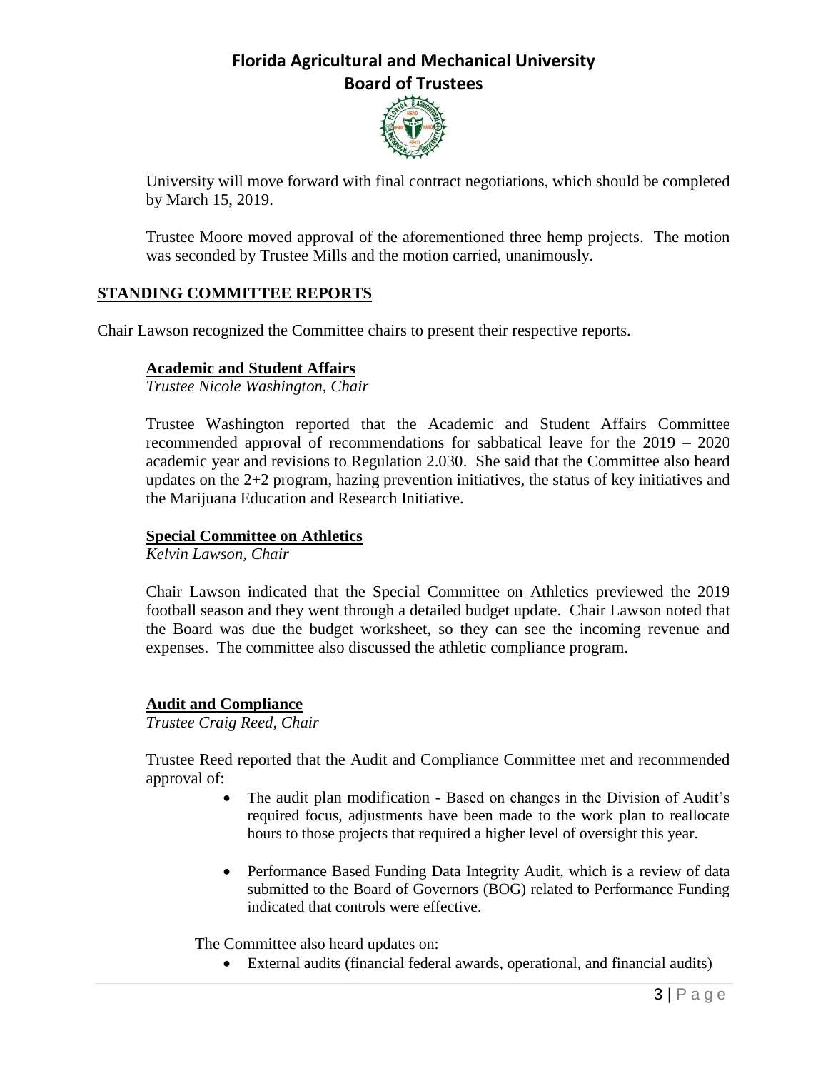University will move forward with final contract negotiations, which should be completed by March 15, 2019.

Trustee Moore moved approval of the aforementioned three hemp projects. The motion was seconded by Trustee Mills and the motion carried, unanimously.

## STANDING COMMITTEE REPORTS

Chair Lawson recognized the Committee chairs to present their respective reports.

### Academic and Student Affairs

*Trustee Nicole Washington, Chair*

Trustee Washington reported that the Academic and Student Affairs Committee recommended approval of recommendations for sabbatical leave for the 2019 – 2020 academic year and revisions to Regulation 2.030. She said that the Committee also heard updates on the 2+2 program, hazing prevention initiatives, the status of key initiatives and the Marijuana Education and Research Initiative.

### Special Committee on Athletics

*Kelvin Lawson, Chair*

Chair Lawson indicated that the Special Committee on Athletics previewed the 2019 football season and they went through a detailed budget update. Chair Lawson noted that the Board was due the budget worksheet, so they can see the incoming revenue and expenses. The committee also discussed the athletic compliance program.

### Audit and Compliance

*Trustee Craig Reed, Chair*

Trustee Reed reported that the Audit and Compliance Committee met and recommended approval of:

- The audit plan modification - Based on changes in the Division of Audit's required focus, adjustments have been made to the work plan to reallocate hours to those projects that required a higher level of oversight this year.
- Performance Based Funding Data Integrity Audit, which is a review of data submitted to the Board of Governors (BOG) related to Performance Funding indicated that controls were effective.

The Committee also heard updates on:

- External audits (financial federal awards, operational, and financial audits)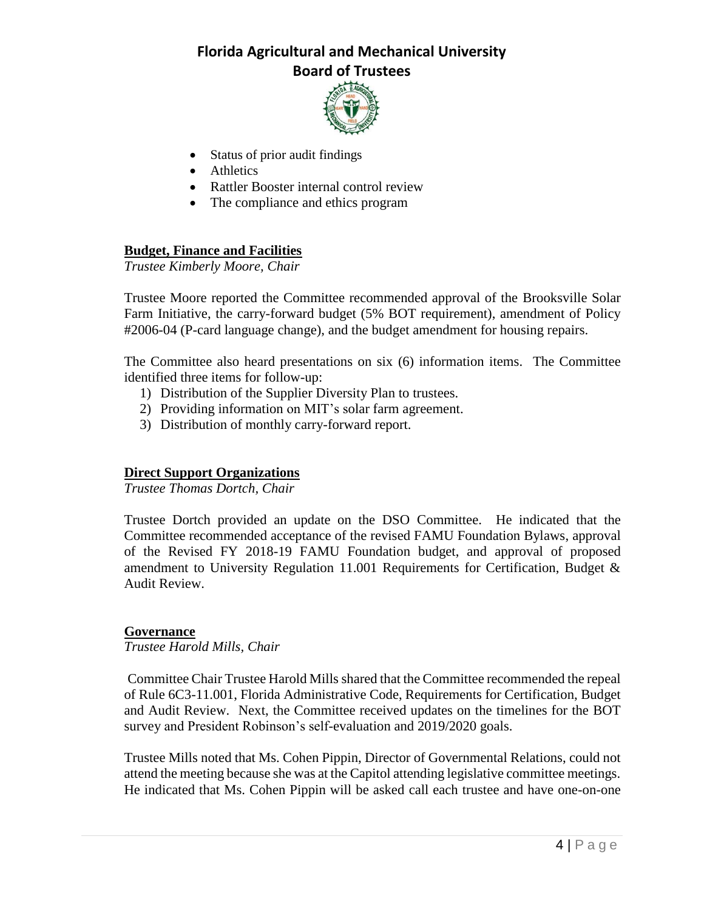- Status of prior audit findings
- Athletics
- Rattler Booster internal control review
- The compliance and ethics program

**Budget, Finance and Facilities**

*Trustee Kimberly Moore, Chair*

Trustee Moore reported the Committee recommended approval of the Brooksville Solar Farm Initiative, the carry-forward budget (5% BOT requirement), amendment of Policy #2006-04 (P-card language change), and the budget amendment for housing repairs.

The Committee also heard presentations on six (6) information items. The Committee identified three items for follow-up:

1) Distribution of the Supplier Diversity Plan to trustees.
2) Providing information on MIT's solar farm agreement.
3) Distribution of monthly carry-forward report.

**Direct Support Organizations**

*Trustee Thomas Dortch, Chair*

Trustee Dortch provided an update on the DSO Committee. He indicated that the Committee recommended acceptance of the revised FAMU Foundation Bylaws, approval of the Revised FY 2018-19 FAMU Foundation budget, and approval of proposed amendment to University Regulation 11.001 Requirements for Certification, Budget & Audit Review.

**Governance**

*Trustee Harold Mills, Chair*

Committee Chair Trustee Harold Mills shared that the Committee recommended the repeal of Rule 6C3-11.001, Florida Administrative Code, Requirements for Certification, Budget and Audit Review. Next, the Committee received updates on the timelines for the BOT survey and President Robinson's self-evaluation and 2019/2020 goals.

Trustee Mills noted that Ms. Cohen Pippin, Director of Governmental Relations, could not attend the meeting because she was at the Capitol attending legislative committee meetings. He indicated that Ms. Cohen Pippin will be asked call each trustee and have one-on-one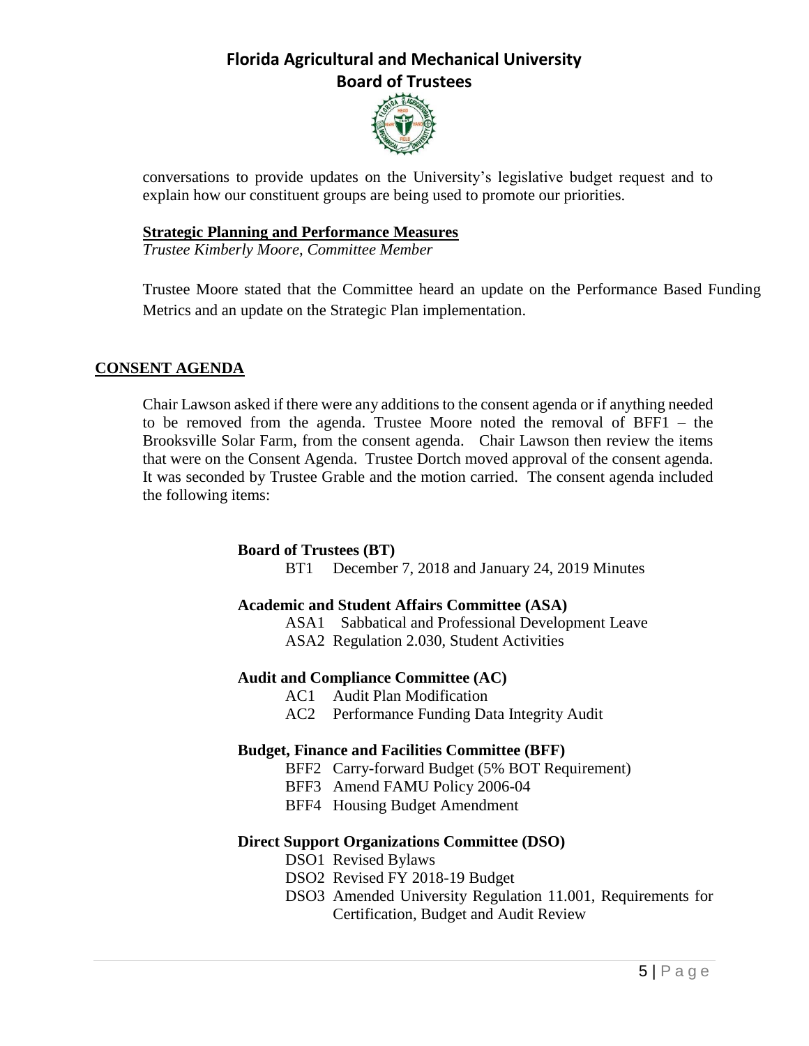conversations to provide updates on the University's legislative budget request and to explain how our constituent groups are being used to promote our priorities.

**Strategic Planning and Performance Measures**
*Trustee Kimberly Moore, Committee Member*

Trustee Moore stated that the Committee heard an update on the Performance Based Funding Metrics and an update on the Strategic Plan implementation.

## CONSENT AGENDA

Chair Lawson asked if there were any additions to the consent agenda or if anything needed to be removed from the agenda. Trustee Moore noted the removal of BFF1 – the Brooksville Solar Farm, from the consent agenda. Chair Lawson then review the items that were on the Consent Agenda. Trustee Dortch moved approval of the consent agenda. It was seconded by Trustee Grable and the motion carried. The consent agenda included the following items:

**Board of Trustees (BT)**
- BT1 December 7, 2018 and January 24, 2019 Minutes

**Academic and Student Affairs Committee (ASA)**
- ASA1 Sabbatical and Professional Development Leave
- ASA2 Regulation 2.030, Student Activities

**Audit and Compliance Committee (AC)**
- AC1 Audit Plan Modification
- AC2 Performance Funding Data Integrity Audit

**Budget, Finance and Facilities Committee (BFF)**
- BFF2 Carry-forward Budget (5% BOT Requirement)
- BFF3 Amend FAMU Policy 2006-04
- BFF4 Housing Budget Amendment

**Direct Support Organizations Committee (DSO)**
- DSO1 Revised Bylaws
- DSO2 Revised FY 2018-19 Budget
- DSO3 Amended University Regulation 11.001, Requirements for Certification, Budget and Audit Review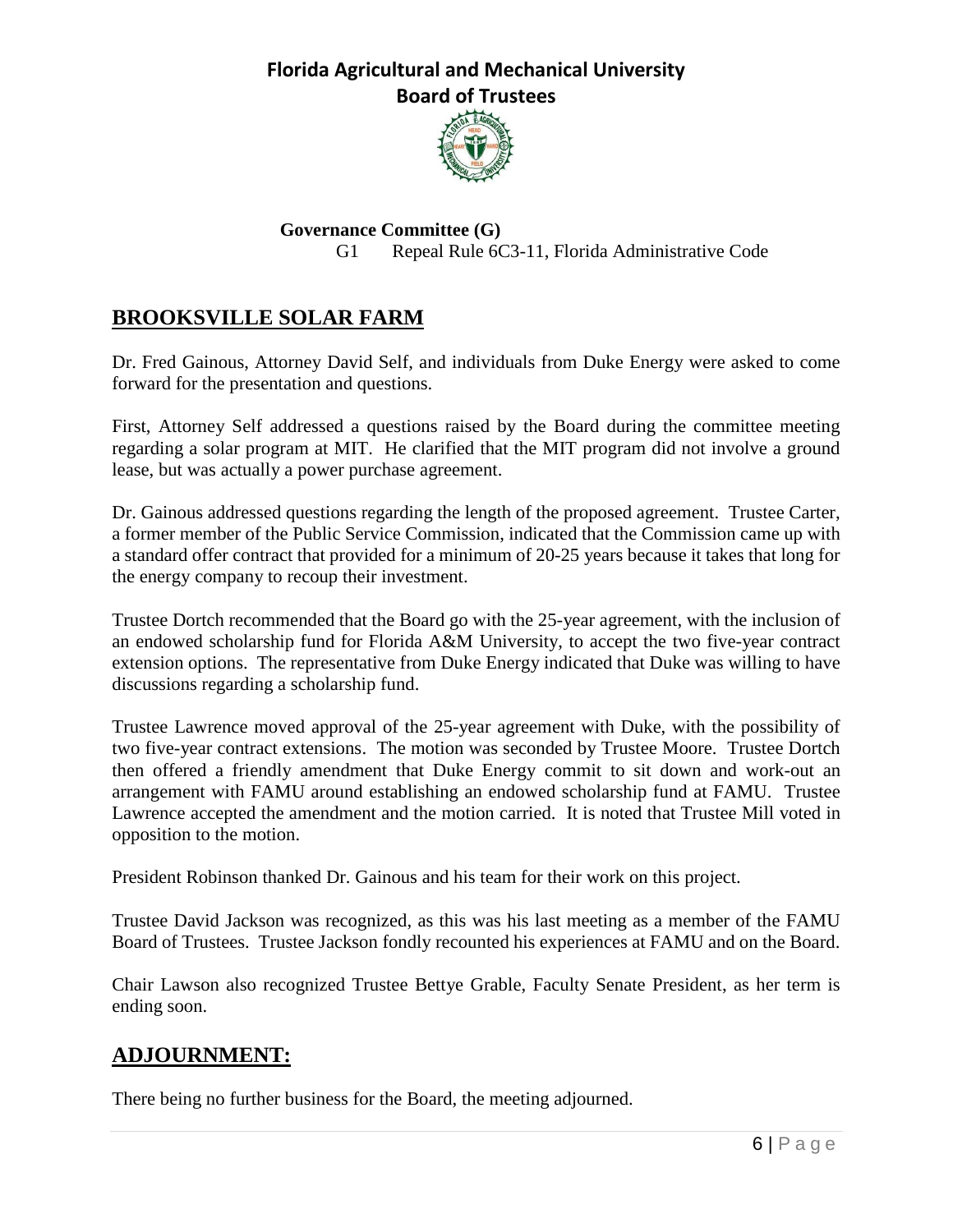**Governance Committee (G)**

G1 Repeal Rule 6C3-11, Florida Administrative Code

## BROOKSVILLE SOLAR FARM

Dr. Fred Gainous, Attorney David Self, and individuals from Duke Energy were asked to come forward for the presentation and questions.

First, Attorney Self addressed a questions raised by the Board during the committee meeting regarding a solar program at MIT. He clarified that the MIT program did not involve a ground lease, but was actually a power purchase agreement.

Dr. Gainous addressed questions regarding the length of the proposed agreement. Trustee Carter, a former member of the Public Service Commission, indicated that the Commission came up with a standard offer contract that provided for a minimum of 20-25 years because it takes that long for the energy company to recoup their investment.

Trustee Dortch recommended that the Board go with the 25-year agreement, with the inclusion of an endowed scholarship fund for Florida A&M University, to accept the two five-year contract extension options. The representative from Duke Energy indicated that Duke was willing to have discussions regarding a scholarship fund.

Trustee Lawrence moved approval of the 25-year agreement with Duke, with the possibility of two five-year contract extensions. The motion was seconded by Trustee Moore. Trustee Dortch then offered a friendly amendment that Duke Energy commit to sit down and work-out an arrangement with FAMU around establishing an endowed scholarship fund at FAMU. Trustee Lawrence accepted the amendment and the motion carried. It is noted that Trustee Mill voted in opposition to the motion.

President Robinson thanked Dr. Gainous and his team for their work on this project.

Trustee David Jackson was recognized, as this was his last meeting as a member of the FAMU Board of Trustees. Trustee Jackson fondly recounted his experiences at FAMU and on the Board.

Chair Lawson also recognized Trustee Bettye Grable, Faculty Senate President, as her term is ending soon.

## ADJOURNMENT:

There being no further business for the Board, the meeting adjourned.